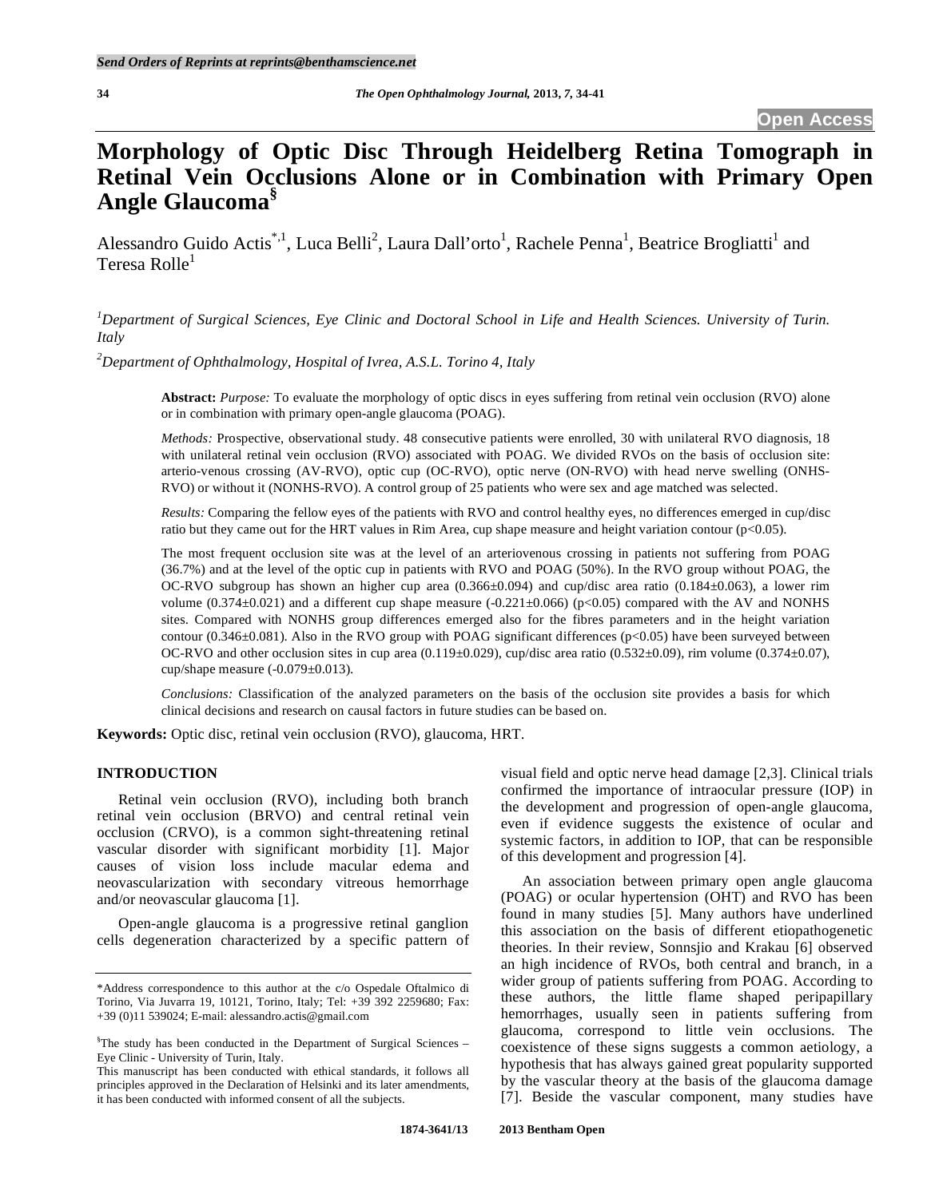# Morphology of Optic Disc Through Heidelberg Retina Tomograph in Retinal Vein Occlusions Alone or in Combination with Primary Open Angle Glaucoma[§]

Alessandro Guido Actis[*,1], Luca Belli[2], Laura Dall'orto[1], Rachele Penna[1], Beatrice Brogliatti[1] and Teresa Rolle[1]

[1]*Department of Surgical Sciences, Eye Clinic and Doctoral School in Life and Health Sciences. University of Turin. Italy*

[2]*Department of Ophthalmology, Hospital of Ivrea, A.S.L. Torino 4, Italy*

**Abstract:** *Purpose:* To evaluate the morphology of optic discs in eyes suffering from retinal vein occlusion (RVO) alone or in combination with primary open-angle glaucoma (POAG).

*Methods:* Prospective, observational study. 48 consecutive patients were enrolled, 30 with unilateral RVO diagnosis, 18 with unilateral retinal vein occlusion (RVO) associated with POAG. We divided RVOs on the basis of occlusion site: arterio-venous crossing (AV-RVO), optic cup (OC-RVO), optic nerve (ON-RVO) with head nerve swelling (ONHS-RVO) or without it (NONHS-RVO). A control group of 25 patients who were sex and age matched was selected.

*Results:* Comparing the fellow eyes of the patients with RVO and control healthy eyes, no differences emerged in cup/disc ratio but they came out for the HRT values in Rim Area, cup shape measure and height variation contour ($p<0.05$).

The most frequent occlusion site was at the level of an arteriovenous crossing in patients not suffering from POAG (36.7%) and at the level of the optic cup in patients with RVO and POAG (50%). In the RVO group without POAG, the OC-RVO subgroup has shown an higher cup area (0.366±0.094) and cup/disc area ratio (0.184±0.063), a lower rim volume (0.374±0.021) and a different cup shape measure (-0.221±0.066) ($p<0.05$) compared with the AV and NONHS sites. Compared with NONHS group differences emerged also for the fibres parameters and in the height variation contour (0.346±0.081). Also in the RVO group with POAG significant differences ($p<0.05$) have been surveyed between OC-RVO and other occlusion sites in cup area (0.119±0.029), cup/disc area ratio (0.532±0.09), rim volume (0.374±0.07), cup/shape measure (-0.079±0.013).

*Conclusions:* Classification of the analyzed parameters on the basis of the occlusion site provides a basis for which clinical decisions and research on causal factors in future studies can be based on.

**Keywords:** Optic disc, retinal vein occlusion (RVO), glaucoma, HRT.

## INTRODUCTION

Retinal vein occlusion (RVO), including both branch retinal vein occlusion (BRVO) and central retinal vein occlusion (CRVO), is a common sight-threatening retinal vascular disorder with significant morbidity [1]. Major causes of vision loss include macular edema and neovascularization with secondary vitreous hemorrhage and/or neovascular glaucoma [1].

Open-angle glaucoma is a progressive retinal ganglion cells degeneration characterized by a specific pattern of visual field and optic nerve head damage [2,3]. Clinical trials confirmed the importance of intraocular pressure (IOP) in the development and progression of open-angle glaucoma, even if evidence suggests the existence of ocular and systemic factors, in addition to IOP, that can be responsible of this development and progression [4].

An association between primary open angle glaucoma (POAG) or ocular hypertension (OHT) and RVO has been found in many studies [5]. Many authors have underlined this association on the basis of different etiopathogenetic theories. In their review, Sonnsjio and Krakau [6] observed an high incidence of RVOs, both central and branch, in a wider group of patients suffering from POAG. According to these authors, the little flame shaped peripapillary hemorrhages, usually seen in patients suffering from glaucoma, correspond to little vein occlusions. The coexistence of these signs suggests a common aetiology, a hypothesis that has always gained great popularity supported by the vascular theory at the basis of the glaucoma damage [7]. Beside the vascular component, many studies have

*Address correspondence to this author at the c/o Ospedale Oftalmico di Torino, Via Juvarra 19, 10121, Torino, Italy; Tel: +39 392 2259680; Fax: +39 (0)11 539024; E-mail: alessandro.actis@gmail.com

[§]The study has been conducted in the Department of Surgical Sciences – Eye Clinic - University of Turin, Italy.

This manuscript has been conducted with ethical standards, it follows all principles approved in the Declaration of Helsinki and its later amendments, it has been conducted with informed consent of all the subjects.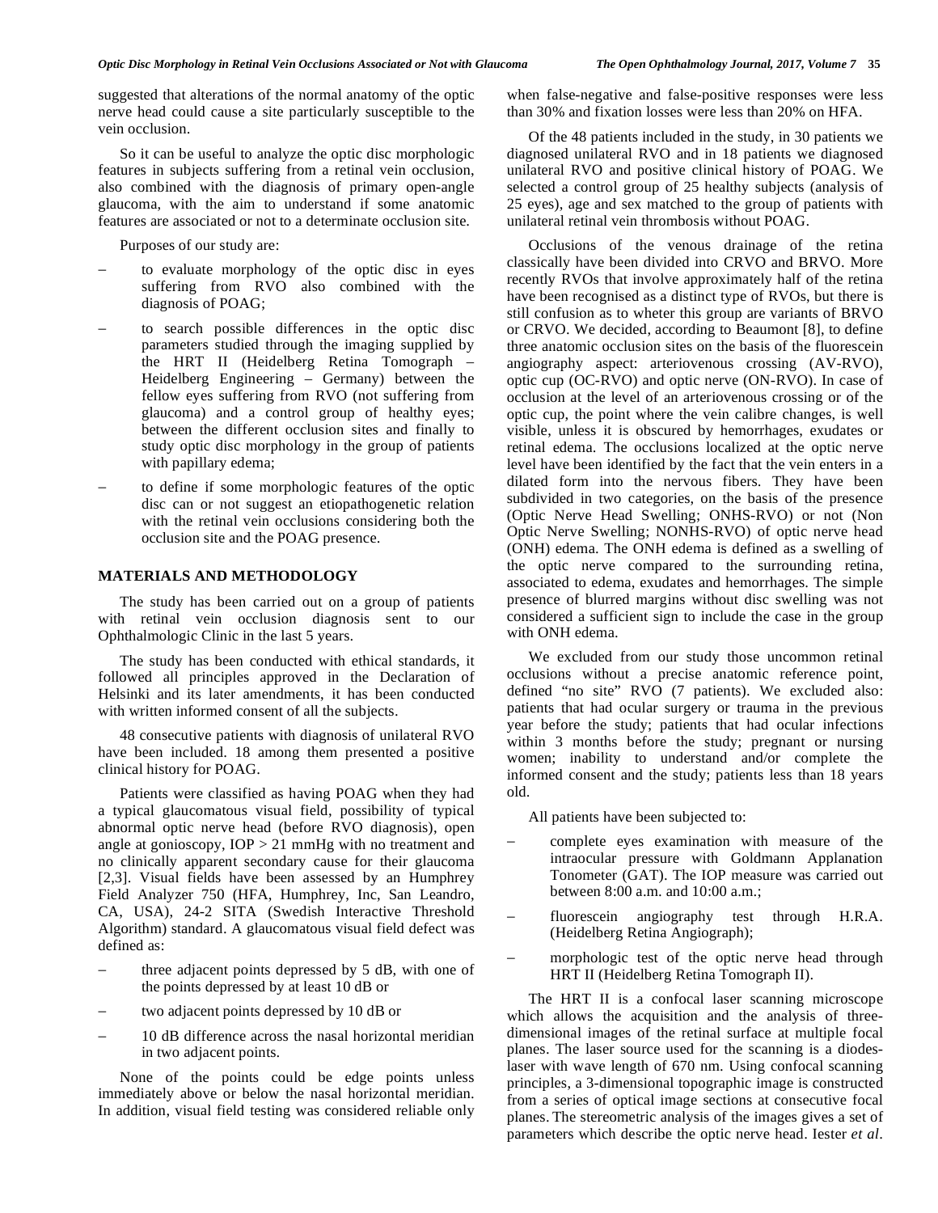suggested that alterations of the normal anatomy of the optic nerve head could cause a site particularly susceptible to the vein occlusion.

So it can be useful to analyze the optic disc morphologic features in subjects suffering from a retinal vein occlusion, also combined with the diagnosis of primary open-angle glaucoma, with the aim to understand if some anatomic features are associated or not to a determinate occlusion site.

Purposes of our study are:

- to evaluate morphology of the optic disc in eyes suffering from RVO also combined with the diagnosis of POAG;
- to search possible differences in the optic disc parameters studied through the imaging supplied by the HRT II (Heidelberg Retina Tomograph – Heidelberg Engineering – Germany) between the fellow eyes suffering from RVO (not suffering from glaucoma) and a control group of healthy eyes; between the different occlusion sites and finally to study optic disc morphology in the group of patients with papillary edema;
- to define if some morphologic features of the optic disc can or not suggest an etiopathogenetic relation with the retinal vein occlusions considering both the occlusion site and the POAG presence.

## MATERIALS AND METHODOLOGY

The study has been carried out on a group of patients with retinal vein occlusion diagnosis sent to our Ophthalmologic Clinic in the last 5 years.

The study has been conducted with ethical standards, it followed all principles approved in the Declaration of Helsinki and its later amendments, it has been conducted with written informed consent of all the subjects.

48 consecutive patients with diagnosis of unilateral RVO have been included. 18 among them presented a positive clinical history for POAG.

Patients were classified as having POAG when they had a typical glaucomatous visual field, possibility of typical abnormal optic nerve head (before RVO diagnosis), open angle at gonioscopy, IOP > 21 mmHg with no treatment and no clinically apparent secondary cause for their glaucoma [2,3]. Visual fields have been assessed by an Humphrey Field Analyzer 750 (HFA, Humphrey, Inc, San Leandro, CA, USA), 24-2 SITA (Swedish Interactive Threshold Algorithm) standard. A glaucomatous visual field defect was defined as:

- three adjacent points depressed by 5 dB, with one of the points depressed by at least 10 dB or
- two adjacent points depressed by 10 dB or
- 10 dB difference across the nasal horizontal meridian in two adjacent points.

None of the points could be edge points unless immediately above or below the nasal horizontal meridian. In addition, visual field testing was considered reliable only when false-negative and false-positive responses were less than 30% and fixation losses were less than 20% on HFA.

Of the 48 patients included in the study, in 30 patients we diagnosed unilateral RVO and in 18 patients we diagnosed unilateral RVO and positive clinical history of POAG. We selected a control group of 25 healthy subjects (analysis of 25 eyes), age and sex matched to the group of patients with unilateral retinal vein thrombosis without POAG.

Occlusions of the venous drainage of the retina classically have been divided into CRVO and BRVO. More recently RVOs that involve approximately half of the retina have been recognised as a distinct type of RVOs, but there is still confusion as to wheter this group are variants of BRVO or CRVO. We decided, according to Beaumont [8], to define three anatomic occlusion sites on the basis of the fluorescein angiography aspect: arteriovenous crossing (AV-RVO), optic cup (OC-RVO) and optic nerve (ON-RVO). In case of occlusion at the level of an arteriovenous crossing or of the optic cup, the point where the vein calibre changes, is well visible, unless it is obscured by hemorrhages, exudates or retinal edema. The occlusions localized at the optic nerve level have been identified by the fact that the vein enters in a dilated form into the nervous fibers. They have been subdivided in two categories, on the basis of the presence (Optic Nerve Head Swelling; ONHS-RVO) or not (Non Optic Nerve Swelling; NONHS-RVO) of optic nerve head (ONH) edema. The ONH edema is defined as a swelling of the optic nerve compared to the surrounding retina, associated to edema, exudates and hemorrhages. The simple presence of blurred margins without disc swelling was not considered a sufficient sign to include the case in the group with ONH edema.

We excluded from our study those uncommon retinal occlusions without a precise anatomic reference point, defined "no site" RVO (7 patients). We excluded also: patients that had ocular surgery or trauma in the previous year before the study; patients that had ocular infections within 3 months before the study; pregnant or nursing women; inability to understand and/or complete the informed consent and the study; patients less than 18 years old.

All patients have been subjected to:

- complete eyes examination with measure of the intraocular pressure with Goldmann Applanation Tonometer (GAT). The IOP measure was carried out between 8:00 a.m. and 10:00 a.m.;
- fluorescein angiography test through H.R.A. (Heidelberg Retina Angiograph);
- morphologic test of the optic nerve head through HRT II (Heidelberg Retina Tomograph II).

The HRT II is a confocal laser scanning microscope which allows the acquisition and the analysis of three-dimensional images of the retinal surface at multiple focal planes. The laser source used for the scanning is a diodes-laser with wave length of 670 nm. Using confocal scanning principles, a 3-dimensional topographic image is constructed from a series of optical image sections at consecutive focal planes. The stereometric analysis of the images gives a set of parameters which describe the optic nerve head. Iester *et al*.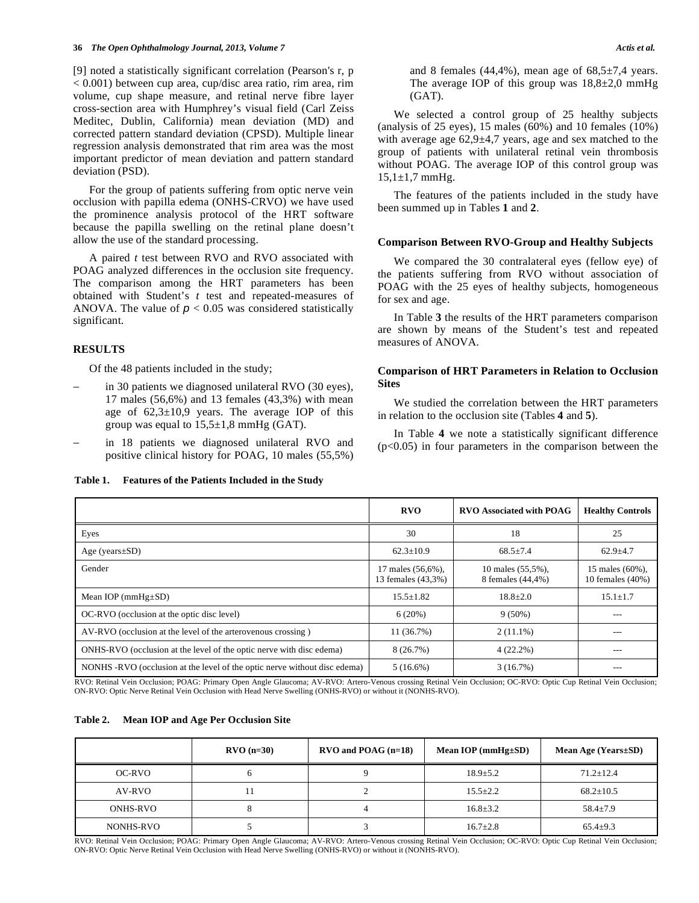[9] noted a statistically significant correlation (Pearson's r, p < 0.001) between cup area, cup/disc area ratio, rim area, rim volume, cup shape measure, and retinal nerve fibre layer cross-section area with Humphrey's visual field (Carl Zeiss Meditec, Dublin, California) mean deviation (MD) and corrected pattern standard deviation (CPSD). Multiple linear regression analysis demonstrated that rim area was the most important predictor of mean deviation and pattern standard deviation (PSD).

For the group of patients suffering from optic nerve vein occlusion with papilla edema (ONHS-CRVO) we have used the prominence analysis protocol of the HRT software because the papilla swelling on the retinal plane doesn't allow the use of the standard processing.

A paired *t* test between RVO and RVO associated with POAG analyzed differences in the occlusion site frequency. The comparison among the HRT parameters has been obtained with Student's *t* test and repeated-measures of ANOVA. The value of $p < 0.05$ was considered statistically significant.

## RESULTS

Of the 48 patients included in the study;

- in 30 patients we diagnosed unilateral RVO (30 eyes), 17 males (56,6%) and 13 females (43,3%) with mean age of 62,3±10,9 years. The average IOP of this group was equal to 15,5±1,8 mmHg (GAT).
- in 18 patients we diagnosed unilateral RVO and positive clinical history for POAG, 10 males (55,5%) and 8 females (44,4%), mean age of 68,5±7,4 years. The average IOP of this group was 18,8±2,0 mmHg (GAT).

We selected a control group of 25 healthy subjects (analysis of 25 eyes), 15 males (60%) and 10 females (10%) with average age 62,9±4,7 years, age and sex matched to the group of patients with unilateral retinal vein thrombosis without POAG. The average IOP of this control group was 15,1±1,7 mmHg.

The features of the patients included in the study have been summed up in Tables **1** and **2**.

### Comparison Between RVO-Group and Healthy Subjects

We compared the 30 contralateral eyes (fellow eye) of the patients suffering from RVO without association of POAG with the 25 eyes of healthy subjects, homogeneous for sex and age.

In Table **3** the results of the HRT parameters comparison are shown by means of the Student's test and repeated measures of ANOVA.

### Comparison of HRT Parameters in Relation to Occlusion Sites

We studied the correlation between the HRT parameters in relation to the occlusion site (Tables **4** and **5**).

In Table **4** we note a statistically significant difference ($p<0.05$) in four parameters in the comparison between the

**Table 1. Features of the Patients Included in the Study**

| | RVO | RVO Associated with POAG | Healthy Controls |
|---|---|---|---|
| Eyes | 30 | 18 | 25 |
| Age (years±SD) | 62.3±10.9 | 68.5±7.4 | 62.9±4.7 |
| Gender | 17 males (56,6%), 13 females (43,3%) | 10 males (55,5%), 8 females (44,4%) | 15 males (60%), 10 females (40%) |
| Mean IOP (mmHg±SD) | 15.5±1.82 | 18.8±2.0 | 15.1±1.7 |
| OC-RVO (occlusion at the optic disc level) | 6 (20%) | 9 (50%) | --- |
| AV-RVO (occlusion at the level of the arterovenous crossing ) | 11 (36.7%) | 2 (11.1%) | --- |
| ONHS-RVO (occlusion at the level of the optic nerve with disc edema) | 8 (26.7%) | 4 (22.2%) | --- |
| NONHS -RVO (occlusion at the level of the optic nerve without disc edema) | 5 (16.6%) | 3 (16.7%) | --- |

RVO: Retinal Vein Occlusion; POAG: Primary Open Angle Glaucoma; AV-RVO: Artero-Venous crossing Retinal Vein Occlusion; OC-RVO: Optic Cup Retinal Vein Occlusion; ON-RVO: Optic Nerve Retinal Vein Occlusion with Head Nerve Swelling (ONHS-RVO) or without it (NONHS-RVO).

**Table 2. Mean IOP and Age Per Occlusion Site**

| | RVO (n=30) | RVO and POAG (n=18) | Mean IOP (mmHg±SD) | Mean Age (Years±SD) |
|---|---|---|---|---|
| OC-RVO | 6 | 9 | 18.9±5.2 | 71.2±12.4 |
| AV-RVO | 11 | 2 | 15.5±2.2 | 68.2±10.5 |
| ONHS-RVO | 8 | 4 | 16.8±3.2 | 58.4±7.9 |
| NONHS-RVO | 5 | 3 | 16.7±2.8 | 65.4±9.3 |

RVO: Retinal Vein Occlusion; POAG: Primary Open Angle Glaucoma; AV-RVO: Artero-Venous crossing Retinal Vein Occlusion; OC-RVO: Optic Cup Retinal Vein Occlusion; ON-RVO: Optic Nerve Retinal Vein Occlusion with Head Nerve Swelling (ONHS-RVO) or without it (NONHS-RVO).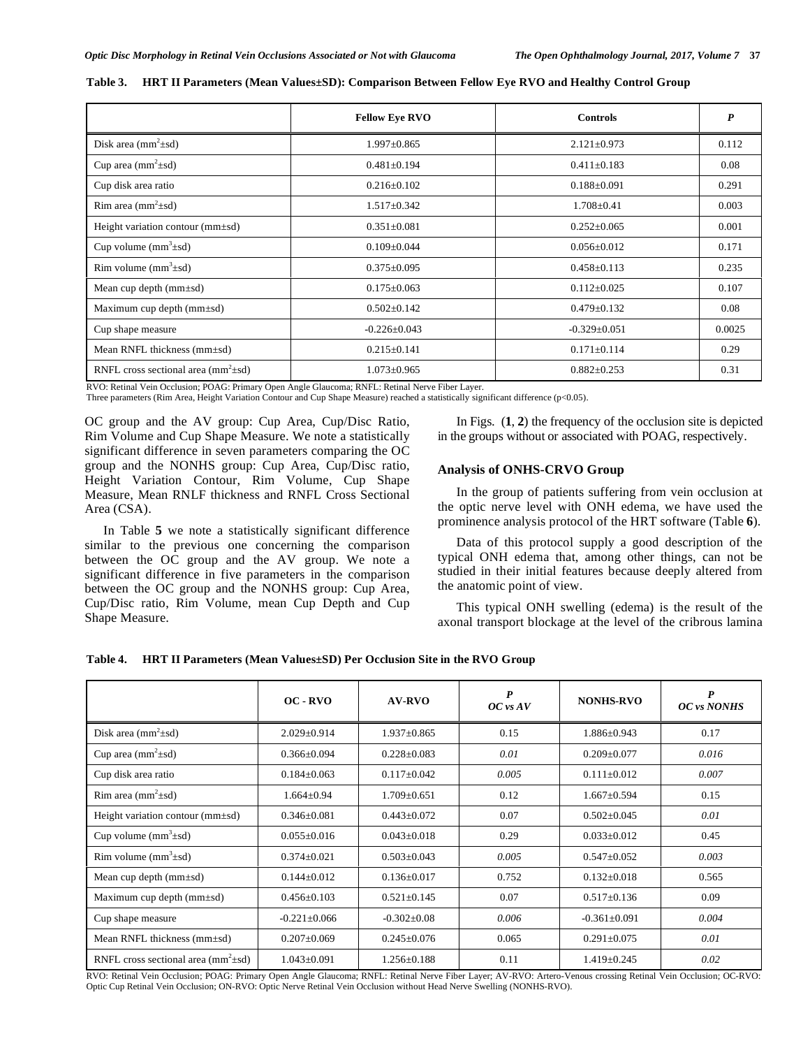**Table 3. HRT II Parameters (Mean Values±SD): Comparison Between Fellow Eye RVO and Healthy Control Group**

| | Fellow Eye RVO | Controls | *P* |
|---|---|---|---|
| Disk area ($mm^2$±sd) | 1.997±0.865 | 2.121±0.973 | 0.112 |
| Cup area ($mm^2$±sd) | 0.481±0.194 | 0.411±0.183 | 0.08 |
| Cup disk area ratio | 0.216±0.102 | 0.188±0.091 | 0.291 |
| Rim area ($mm^2$±sd) | 1.517±0.342 | 1.708±0.41 | 0.003 |
| Height variation contour (mm±sd) | 0.351±0.081 | 0.252±0.065 | 0.001 |
| Cup volume ($mm^3$±sd) | 0.109±0.044 | 0.056±0.012 | 0.171 |
| Rim volume ($mm^3$±sd) | 0.375±0.095 | 0.458±0.113 | 0.235 |
| Mean cup depth (mm±sd) | 0.175±0.063 | 0.112±0.025 | 0.107 |
| Maximum cup depth (mm±sd) | 0.502±0.142 | 0.479±0.132 | 0.08 |
| Cup shape measure | -0.226±0.043 | -0.329±0.051 | 0.0025 |
| Mean RNFL thickness (mm±sd) | 0.215±0.141 | 0.171±0.114 | 0.29 |
| RNFL cross sectional area ($mm^2$±sd) | 1.073±0.965 | 0.882±0.253 | 0.31 |

RVO: Retinal Vein Occlusion; POAG: Primary Open Angle Glaucoma; RNFL: Retinal Nerve Fiber Layer.
Three parameters (Rim Area, Height Variation Contour and Cup Shape Measure) reached a statistically significant difference ($p<0.05$).

OC group and the AV group: Cup Area, Cup/Disc Ratio, Rim Volume and Cup Shape Measure. We note a statistically significant difference in seven parameters comparing the OC group and the NONHS group: Cup Area, Cup/Disc ratio, Height Variation Contour, Rim Volume, Cup Shape Measure, Mean RNLF thickness and RNFL Cross Sectional Area (CSA).

In Table **5** we note a statistically significant difference similar to the previous one concerning the comparison between the OC group and the AV group. We note a significant difference in five parameters in the comparison between the OC group and the NONHS group: Cup Area, Cup/Disc ratio, Rim Volume, mean Cup Depth and Cup Shape Measure.

In Figs. (**1**, **2**) the frequency of the occlusion site is depicted in the groups without or associated with POAG, respectively.

### Analysis of ONHS-CRVO Group

In the group of patients suffering from vein occlusion at the optic nerve level with ONH edema, we have used the prominence analysis protocol of the HRT software (Table **6**).

Data of this protocol supply a good description of the typical ONH edema that, among other things, can not be studied in their initial features because deeply altered from the anatomic point of view.

This typical ONH swelling (edema) is the result of the axonal transport blockage at the level of the cribrous lamina

**Table 4. HRT II Parameters (Mean Values±SD) Per Occlusion Site in the RVO Group**

| | OC - RVO | AV-RVO | *P* *OC vs AV* | NONHS-RVO | *P* *OC vs NONHS* |
|---|---|---|---|---|---|
| Disk area ($mm^2$±sd) | 2.029±0.914 | 1.937±0.865 | 0.15 | 1.886±0.943 | 0.17 |
| Cup area ($mm^2$±sd) | 0.366±0.094 | 0.228±0.083 | *0.01* | 0.209±0.077 | *0.016* |
| Cup disk area ratio | 0.184±0.063 | 0.117±0.042 | *0.005* | 0.111±0.012 | *0.007* |
| Rim area ($mm^2$±sd) | 1.664±0.94 | 1.709±0.651 | 0.12 | 1.667±0.594 | 0.15 |
| Height variation contour (mm±sd) | 0.346±0.081 | 0.443±0.072 | 0.07 | 0.502±0.045 | *0.01* |
| Cup volume ($mm^3$±sd) | 0.055±0.016 | 0.043±0.018 | 0.29 | 0.033±0.012 | 0.45 |
| Rim volume ($mm^3$±sd) | 0.374±0.021 | 0.503±0.043 | *0.005* | 0.547±0.052 | *0.003* |
| Mean cup depth (mm±sd) | 0.144±0.012 | 0.136±0.017 | 0.752 | 0.132±0.018 | 0.565 |
| Maximum cup depth (mm±sd) | 0.456±0.103 | 0.521±0.145 | 0.07 | 0.517±0.136 | 0.09 |
| Cup shape measure | -0.221±0.066 | -0.302±0.08 | *0.006* | -0.361±0.091 | *0.004* |
| Mean RNFL thickness (mm±sd) | 0.207±0.069 | 0.245±0.076 | 0.065 | 0.291±0.075 | *0.01* |
| RNFL cross sectional area ($mm^2$±sd) | 1.043±0.091 | 1.256±0.188 | 0.11 | 1.419±0.245 | *0.02* |

RVO: Retinal Vein Occlusion; POAG: Primary Open Angle Glaucoma; RNFL: Retinal Nerve Fiber Layer; AV-RVO: Artero-Venous crossing Retinal Vein Occlusion; OC-RVO: Optic Cup Retinal Vein Occlusion; ON-RVO: Optic Nerve Retinal Vein Occlusion without Head Nerve Swelling (NONHS-RVO).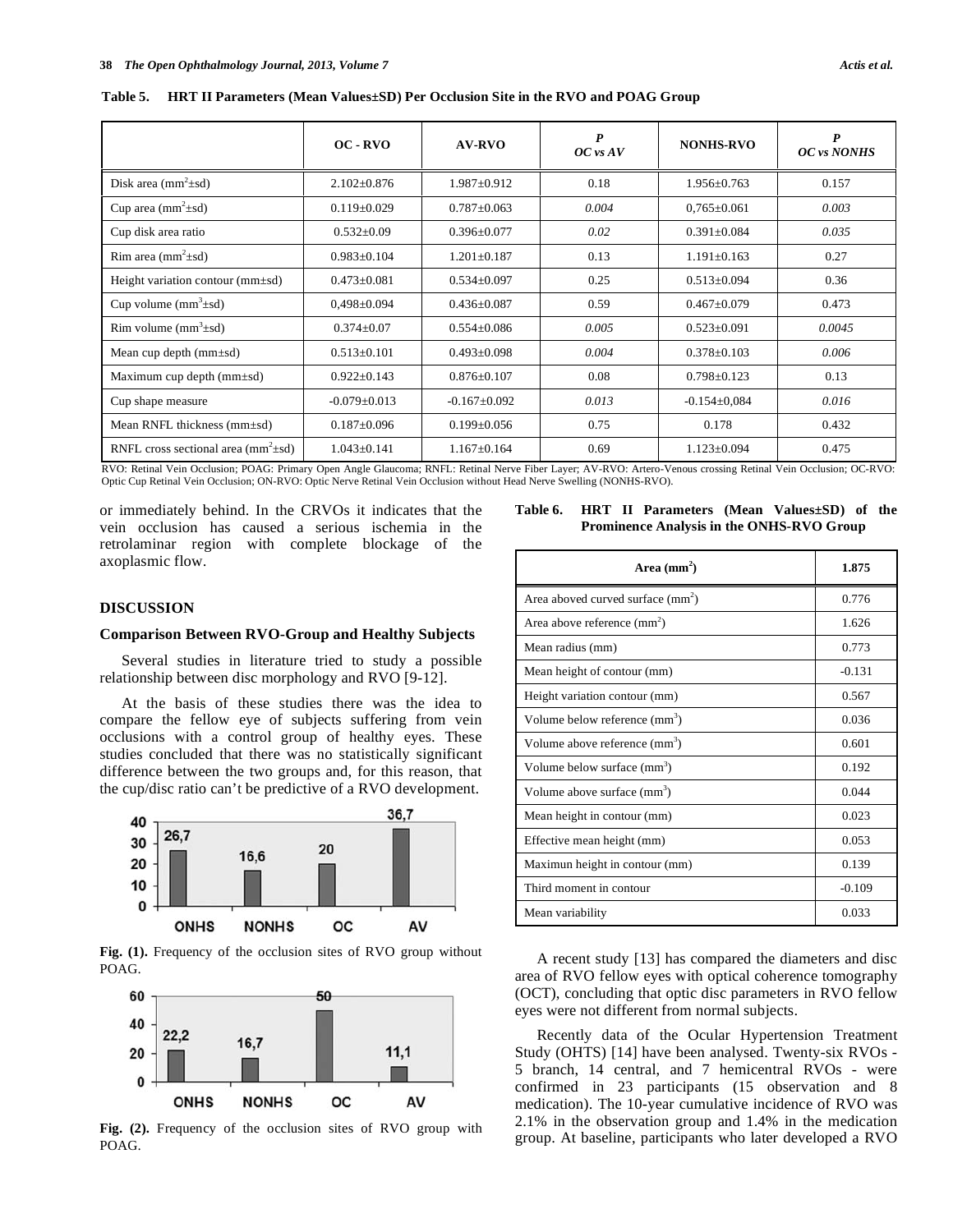**Table 5. HRT II Parameters (Mean Values±SD) Per Occlusion Site in the RVO and POAG Group**

| | OC - RVO | AV-RVO | *P* *OC vs AV* | NONHS-RVO | *P* *OC vs NONHS* |
|---|---|---|---|---|---|
| Disk area ($mm^2$±sd) | 2.102±0.876 | 1.987±0.912 | 0.18 | 1.956±0.763 | 0.157 |
| Cup area ($mm^2$±sd) | 0.119±0.029 | 0.787±0.063 | *0.004* | 0,765±0.061 | *0.003* |
| Cup disk area ratio | 0.532±0.09 | 0.396±0.077 | *0.02* | 0.391±0.084 | *0.035* |
| Rim area ($mm^2$±sd) | 0.983±0.104 | 1.201±0.187 | 0.13 | 1.191±0.163 | 0.27 |
| Height variation contour (mm±sd) | 0.473±0.081 | 0.534±0.097 | 0.25 | 0.513±0.094 | 0.36 |
| Cup volume ($mm^3$±sd) | 0,498±0.094 | 0.436±0.087 | 0.59 | 0.467±0.079 | 0.473 |
| Rim volume ($mm^3$±sd) | 0.374±0.07 | 0.554±0.086 | *0.005* | 0.523±0.091 | *0.0045* |
| Mean cup depth (mm±sd) | 0.513±0.101 | 0.493±0.098 | *0.004* | 0.378±0.103 | *0.006* |
| Maximum cup depth (mm±sd) | 0.922±0.143 | 0.876±0.107 | 0.08 | 0.798±0.123 | 0.13 |
| Cup shape measure | -0.079±0.013 | -0.167±0.092 | *0.013* | -0.154±0,084 | *0.016* |
| Mean RNFL thickness (mm±sd) | 0.187±0.096 | 0.199±0.056 | 0.75 | 0.178 | 0.432 |
| RNFL cross sectional area ($mm^2$±sd) | 1.043±0.141 | 1.167±0.164 | 0.69 | 1.123±0.094 | 0.475 |

RVO: Retinal Vein Occlusion; POAG: Primary Open Angle Glaucoma; RNFL: Retinal Nerve Fiber Layer; AV-RVO: Artero-Venous crossing Retinal Vein Occlusion; OC-RVO: Optic Cup Retinal Vein Occlusion; ON-RVO: Optic Nerve Retinal Vein Occlusion without Head Nerve Swelling (NONHS-RVO).

or immediately behind. In the CRVOs it indicates that the vein occlusion has caused a serious ischemia in the retrolaminar region with complete blockage of the axoplasmic flow.

## DISCUSSION

### Comparison Between RVO-Group and Healthy Subjects

Several studies in literature tried to study a possible relationship between disc morphology and RVO [9-12].

At the basis of these studies there was the idea to compare the fellow eye of subjects suffering from vein occlusions with a control group of healthy eyes. These studies concluded that there was no statistically significant difference between the two groups and, for this reason, that the cup/disc ratio can't be predictive of a RVO development.

| | ONHS | NONHS | OC | AV |
|---|---|---|---|---|
| % | 26,7 | 16,6 | 20 | 36,7 |

**Fig. (1).** Frequency of the occlusion sites of RVO group without POAG.

| | ONHS | NONHS | OC | AV |
|---|---|---|---|---|
| % | 22,2 | 16,7 | 50 | 11,1 |

**Fig. (2).** Frequency of the occlusion sites of RVO group with POAG.

**Table 6. HRT II Parameters (Mean Values±SD) of the Prominence Analysis in the ONHS-RVO Group**

| Area ($mm^2$) | 1.875 |
|---|---|
| Area aboved curved surface ($mm^2$) | 0.776 |
| Area above reference ($mm^2$) | 1.626 |
| Mean radius (mm) | 0.773 |
| Mean height of contour (mm) | -0.131 |
| Height variation contour (mm) | 0.567 |
| Volume below reference ($mm^3$) | 0.036 |
| Volume above reference ($mm^3$) | 0.601 |
| Volume below surface ($mm^3$) | 0.192 |
| Volume above surface ($mm^3$) | 0.044 |
| Mean height in contour (mm) | 0.023 |
| Effective mean height (mm) | 0.053 |
| Maximun height in contour (mm) | 0.139 |
| Third moment in contour | -0.109 |
| Mean variability | 0.033 |

A recent study [13] has compared the diameters and disc area of RVO fellow eyes with optical coherence tomography (OCT), concluding that optic disc parameters in RVO fellow eyes were not different from normal subjects.

Recently data of the Ocular Hypertension Treatment Study (OHTS) [14] have been analysed. Twenty-six RVOs - 5 branch, 14 central, and 7 hemicentral RVOs - were confirmed in 23 participants (15 observation and 8 medication). The 10-year cumulative incidence of RVO was 2.1% in the observation group and 1.4% in the medication group. At baseline, participants who later developed a RVO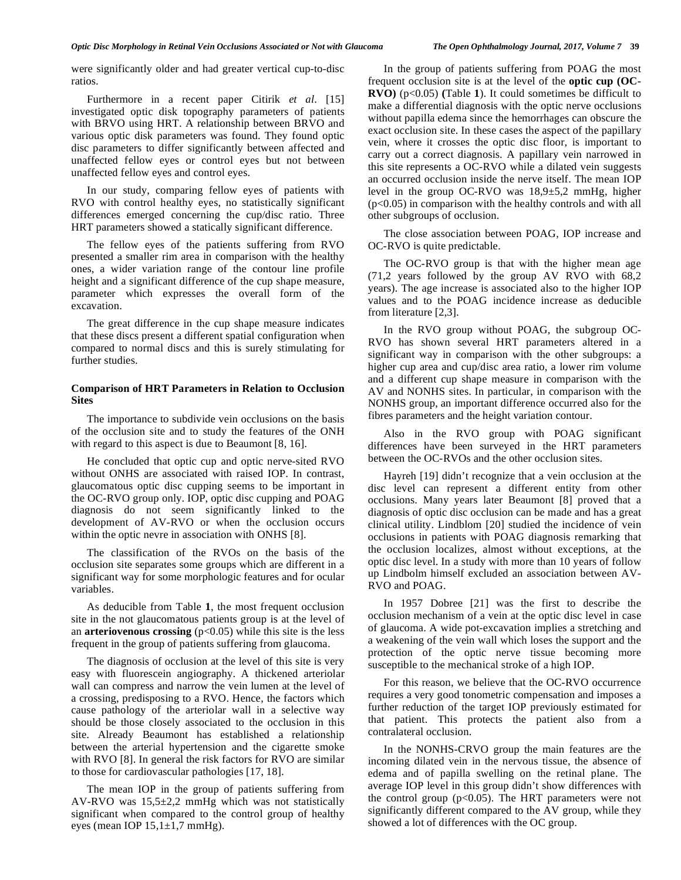were significantly older and had greater vertical cup-to-disc ratios.

Furthermore in a recent paper Citirik *et al*. [15] investigated optic disk topography parameters of patients with BRVO using HRT. A relationship between BRVO and various optic disk parameters was found. They found optic disc parameters to differ significantly between affected and unaffected fellow eyes or control eyes but not between unaffected fellow eyes and control eyes.

In our study, comparing fellow eyes of patients with RVO with control healthy eyes, no statistically significant differences emerged concerning the cup/disc ratio. Three HRT parameters showed a statically significant difference.

The fellow eyes of the patients suffering from RVO presented a smaller rim area in comparison with the healthy ones, a wider variation range of the contour line profile height and a significant difference of the cup shape measure, parameter which expresses the overall form of the excavation.

The great difference in the cup shape measure indicates that these discs present a different spatial configuration when compared to normal discs and this is surely stimulating for further studies.

### Comparison of HRT Parameters in Relation to Occlusion Sites

The importance to subdivide vein occlusions on the basis of the occlusion site and to study the features of the ONH with regard to this aspect is due to Beaumont [8, 16].

He concluded that optic cup and optic nerve-sited RVO without ONHS are associated with raised IOP. In contrast, glaucomatous optic disc cupping seems to be important in the OC-RVO group only. IOP, optic disc cupping and POAG diagnosis do not seem significantly linked to the development of AV-RVO or when the occlusion occurs within the optic nevre in association with ONHS [8].

The classification of the RVOs on the basis of the occlusion site separates some groups which are different in a significant way for some morphologic features and for ocular variables.

As deducible from Table **1**, the most frequent occlusion site in the not glaucomatous patients group is at the level of an **arteriovenous crossing** ($p<0.05$) while this site is the less frequent in the group of patients suffering from glaucoma.

The diagnosis of occlusion at the level of this site is very easy with fluorescein angiography. A thickened arteriolar wall can compress and narrow the vein lumen at the level of a crossing, predisposing to a RVO. Hence, the factors which cause pathology of the arteriolar wall in a selective way should be those closely associated to the occlusion in this site. Already Beaumont has established a relationship between the arterial hypertension and the cigarette smoke with RVO [8]. In general the risk factors for RVO are similar to those for cardiovascular pathologies [17, 18].

The mean IOP in the group of patients suffering from AV-RVO was 15,5±2,2 mmHg which was not statistically significant when compared to the control group of healthy eyes (mean IOP 15,1±1,7 mmHg).

In the group of patients suffering from POAG the most frequent occlusion site is at the level of the **optic cup (OC-RVO)** ($p<0.05$) **(**Table **1**). It could sometimes be difficult to make a differential diagnosis with the optic nerve occlusions without papilla edema since the hemorrhages can obscure the exact occlusion site. In these cases the aspect of the papillary vein, where it crosses the optic disc floor, is important to carry out a correct diagnosis. A papillary vein narrowed in this site represents a OC-RVO while a dilated vein suggests an occurred occlusion inside the nerve itself. The mean IOP level in the group OC-RVO was 18,9±5,2 mmHg, higher ($p<0.05$) in comparison with the healthy controls and with all other subgroups of occlusion.

The close association between POAG, IOP increase and OC-RVO is quite predictable.

The OC-RVO group is that with the higher mean age (71,2 years followed by the group AV RVO with 68,2 years). The age increase is associated also to the higher IOP values and to the POAG incidence increase as deducible from literature [2,3].

In the RVO group without POAG, the subgroup OC-RVO has shown several HRT parameters altered in a significant way in comparison with the other subgroups: a higher cup area and cup/disc area ratio, a lower rim volume and a different cup shape measure in comparison with the AV and NONHS sites. In particular, in comparison with the NONHS group, an important difference occurred also for the fibres parameters and the height variation contour.

Also in the RVO group with POAG significant differences have been surveyed in the HRT parameters between the OC-RVOs and the other occlusion sites.

Hayreh [19] didn't recognize that a vein occlusion at the disc level can represent a different entity from other occlusions. Many years later Beaumont [8] proved that a diagnosis of optic disc occlusion can be made and has a great clinical utility. Lindblom [20] studied the incidence of vein occlusions in patients with POAG diagnosis remarking that the occlusion localizes, almost without exceptions, at the optic disc level. In a study with more than 10 years of follow up Lindbolm himself excluded an association between AV-RVO and POAG.

In 1957 Dobree [21] was the first to describe the occlusion mechanism of a vein at the optic disc level in case of glaucoma. A wide pot-excavation implies a stretching and a weakening of the vein wall which loses the support and the protection of the optic nerve tissue becoming more susceptible to the mechanical stroke of a high IOP.

For this reason, we believe that the OC-RVO occurrence requires a very good tonometric compensation and imposes a further reduction of the target IOP previously estimated for that patient. This protects the patient also from a contralateral occlusion.

In the NONHS-CRVO group the main features are the incoming dilated vein in the nervous tissue, the absence of edema and of papilla swelling on the retinal plane. The average IOP level in this group didn't show differences with the control group ($p<0.05$). The HRT parameters were not significantly different compared to the AV group, while they showed a lot of differences with the OC group.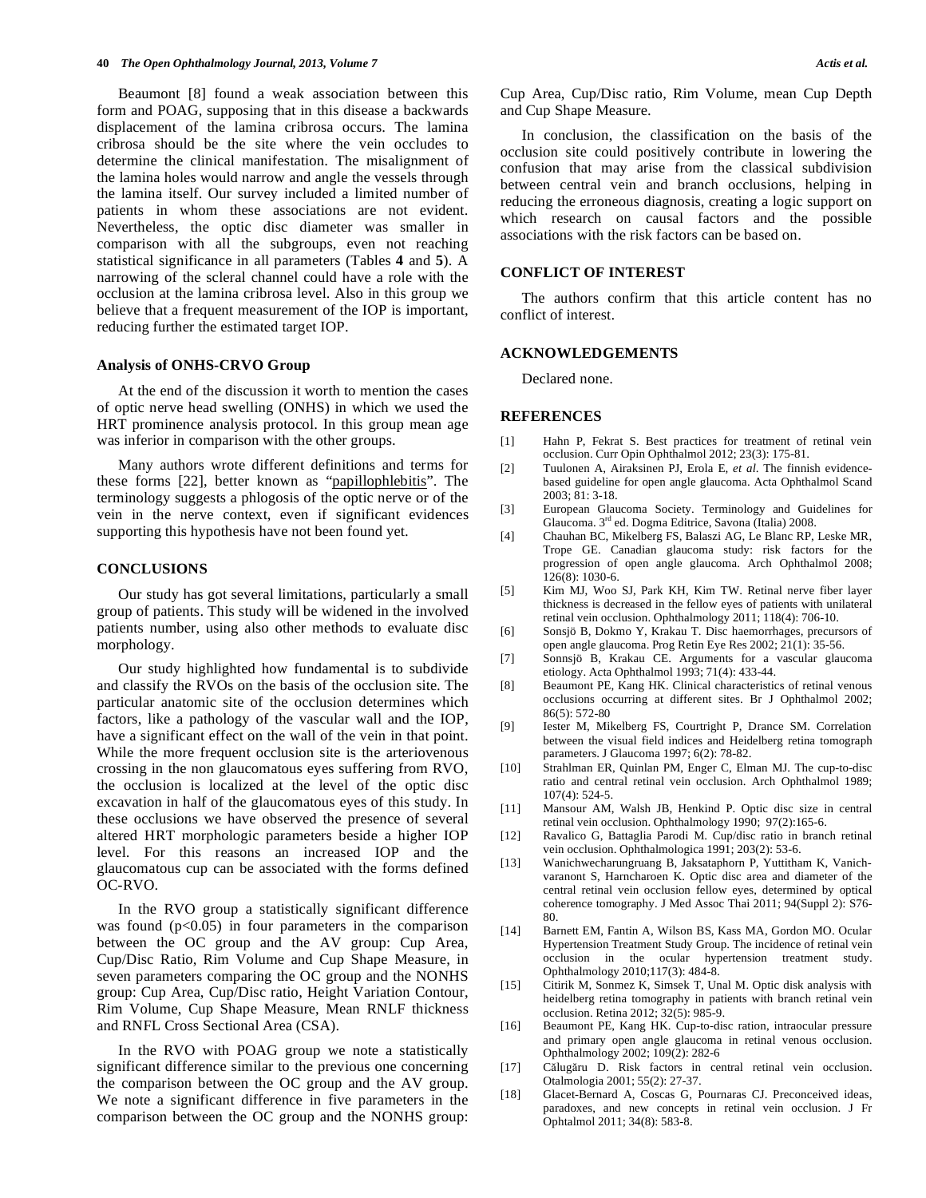Beaumont [8] found a weak association between this form and POAG, supposing that in this disease a backwards displacement of the lamina cribrosa occurs. The lamina cribrosa should be the site where the vein occludes to determine the clinical manifestation. The misalignment of the lamina holes would narrow and angle the vessels through the lamina itself. Our survey included a limited number of patients in whom these associations are not evident. Nevertheless, the optic disc diameter was smaller in comparison with all the subgroups, even not reaching statistical significance in all parameters (Tables **4** and **5**). A narrowing of the scleral channel could have a role with the occlusion at the lamina cribrosa level. Also in this group we believe that a frequent measurement of the IOP is important, reducing further the estimated target IOP.

### Analysis of ONHS-CRVO Group

At the end of the discussion it worth to mention the cases of optic nerve head swelling (ONHS) in which we used the HRT prominence analysis protocol. In this group mean age was inferior in comparison with the other groups.

Many authors wrote different definitions and terms for these forms [22], better known as "papillophlebitis". The terminology suggests a phlogosis of the optic nerve or of the vein in the nerve context, even if significant evidences supporting this hypothesis have not been found yet.

## CONCLUSIONS

Our study has got several limitations, particularly a small group of patients. This study will be widened in the involved patients number, using also other methods to evaluate disc morphology.

Our study highlighted how fundamental is to subdivide and classify the RVOs on the basis of the occlusion site. The particular anatomic site of the occlusion determines which factors, like a pathology of the vascular wall and the IOP, have a significant effect on the wall of the vein in that point. While the more frequent occlusion site is the arteriovenous crossing in the non glaucomatous eyes suffering from RVO, the occlusion is localized at the level of the optic disc excavation in half of the glaucomatous eyes of this study. In these occlusions we have observed the presence of several altered HRT morphologic parameters beside a higher IOP level. For this reasons an increased IOP and the glaucomatous cup can be associated with the forms defined OC-RVO.

In the RVO group a statistically significant difference was found ($p<0.05$) in four parameters in the comparison between the OC group and the AV group: Cup Area, Cup/Disc Ratio, Rim Volume and Cup Shape Measure, in seven parameters comparing the OC group and the NONHS group: Cup Area, Cup/Disc ratio, Height Variation Contour, Rim Volume, Cup Shape Measure, Mean RNLF thickness and RNFL Cross Sectional Area (CSA).

In the RVO with POAG group we note a statistically significant difference similar to the previous one concerning the comparison between the OC group and the AV group. We note a significant difference in five parameters in the comparison between the OC group and the NONHS group: Cup Area, Cup/Disc ratio, Rim Volume, mean Cup Depth and Cup Shape Measure.

In conclusion, the classification on the basis of the occlusion site could positively contribute in lowering the confusion that may arise from the classical subdivision between central vein and branch occlusions, helping in reducing the erroneous diagnosis, creating a logic support on which research on causal factors and the possible associations with the risk factors can be based on.

## CONFLICT OF INTEREST

The authors confirm that this article content has no conflict of interest.

## ACKNOWLEDGEMENTS

Declared none.

## REFERENCES

[1] Hahn P, Fekrat S. Best practices for treatment of retinal vein occlusion. Curr Opin Ophthalmol 2012; 23(3): 175-81.

[2] Tuulonen A, Airaksinen PJ, Erola E, *et al.* The finnish evidence-based guideline for open angle glaucoma. Acta Ophthalmol Scand 2003; 81: 3-18.

[3] European Glaucoma Society. Terminology and Guidelines for Glaucoma. 3rd ed. Dogma Editrice, Savona (Italia) 2008.

[4] Chauhan BC, Mikelberg FS, Balaszi AG, Le Blanc RP, Leske MR, Trope GE. Canadian glaucoma study: risk factors for the progression of open angle glaucoma. Arch Ophthalmol 2008; 126(8): 1030-6.

[5] Kim MJ, Woo SJ, Park KH, Kim TW. Retinal nerve fiber layer thickness is decreased in the fellow eyes of patients with unilateral retinal vein occlusion. Ophthalmology 2011; 118(4): 706-10.

[6] Sonsjö B, Dokmo Y, Krakau T. Disc haemorrhages, precursors of open angle glaucoma. Prog Retin Eye Res 2002; 21(1): 35-56.

[7] Sonnsjö B, Krakau CE. Arguments for a vascular glaucoma etiology. Acta Ophthalmol 1993; 71(4): 433-44.

[8] Beaumont PE, Kang HK. Clinical characteristics of retinal venous occlusions occurring at different sites. Br J Ophthalmol 2002; 86(5): 572-80

[9] Iester M, Mikelberg FS, Courtright P, Drance SM. Correlation between the visual field indices and Heidelberg retina tomograph parameters. J Glaucoma 1997; 6(2): 78-82.

[10] Strahlman ER, Quinlan PM, Enger C, Elman MJ. The cup-to-disc ratio and central retinal vein occlusion. Arch Ophthalmol 1989; 107(4): 524-5.

[11] Mansour AM, Walsh JB, Henkind P. Optic disc size in central retinal vein occlusion. Ophthalmology 1990; 97(2):165-6.

[12] Ravalico G, Battaglia Parodi M. Cup/disc ratio in branch retinal vein occlusion. Ophthalmologica 1991; 203(2): 53-6.

[13] Wanichwecharungruang B, Jaksataphorn P, Yuttitham K, Vanich-varanont S, Harncharoen K. Optic disc area and diameter of the central retinal vein occlusion fellow eyes, determined by optical coherence tomography. J Med Assoc Thai 2011; 94(Suppl 2): S76-80.

[14] Barnett EM, Fantin A, Wilson BS, Kass MA, Gordon MO. Ocular Hypertension Treatment Study Group. The incidence of retinal vein occlusion in the ocular hypertension treatment study. Ophthalmology 2010;117(3): 484-8.

[15] Citirik M, Sonmez K, Simsek T, Unal M. Optic disk analysis with heidelberg retina tomography in patients with branch retinal vein occlusion. Retina 2012; 32(5): 985-9.

[16] Beaumont PE, Kang HK. Cup-to-disc ration, intraocular pressure and primary open angle glaucoma in retinal venous occlusion. Ophthalmology 2002; 109(2): 282-6

[17] Călugăru D. Risk factors in central retinal vein occlusion. Otalmologia 2001; 55(2): 27-37.

[18] Glacet-Bernard A, Coscas G, Pournaras CJ. Preconceived ideas, paradoxes, and new concepts in retinal vein occlusion. J Fr Ophtalmol 2011; 34(8): 583-8.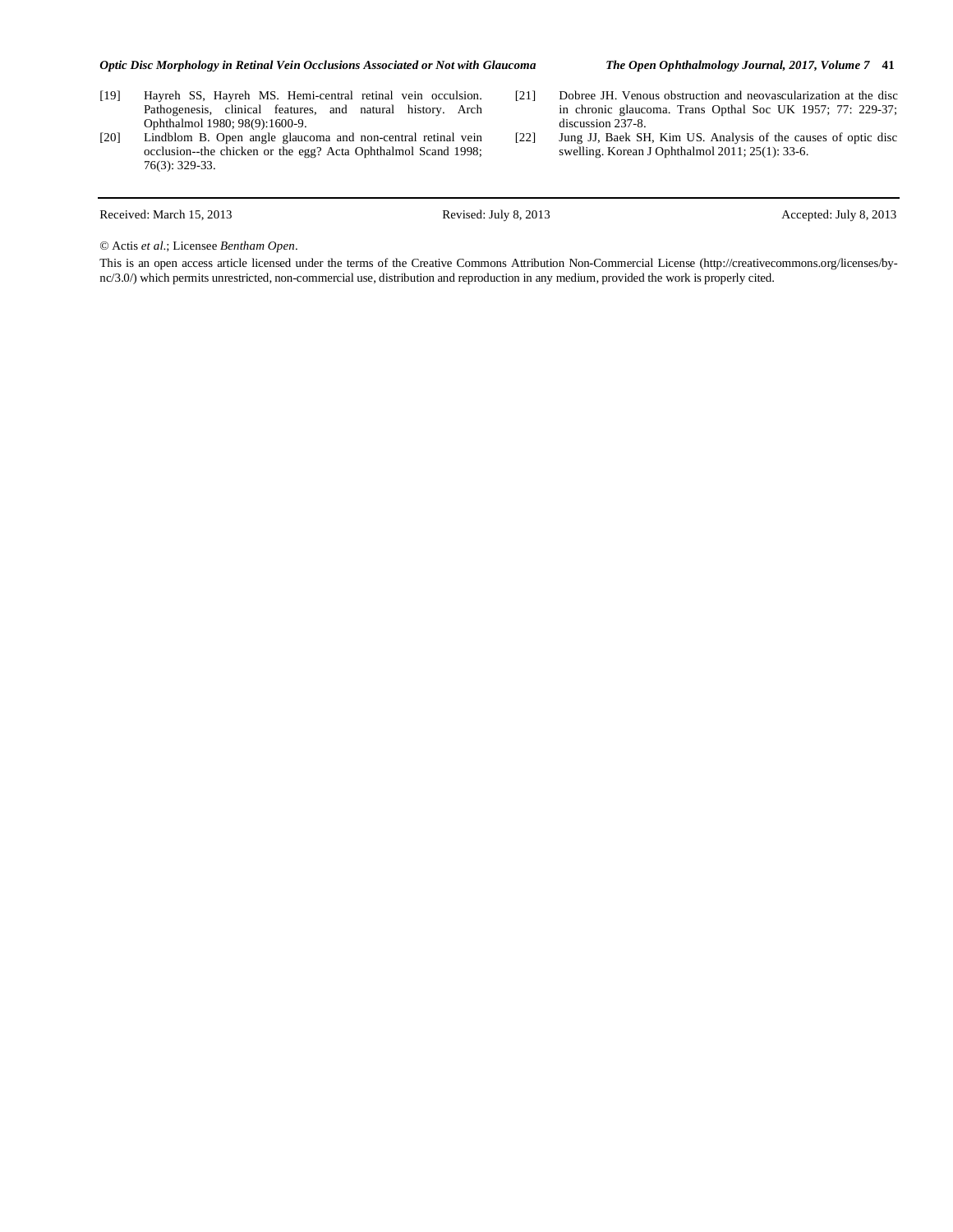[19] Hayreh SS, Hayreh MS. Hemi-central retinal vein occulsion. Pathogenesis, clinical features, and natural history. Arch Ophthalmol 1980; 98(9):1600-9.

[20] Lindblom B. Open angle glaucoma and non-central retinal vein occlusion--the chicken or the egg? Acta Ophthalmol Scand 1998; 76(3): 329-33.

[21] Dobree JH. Venous obstruction and neovascularization at the disc in chronic glaucoma. Trans Opthal Soc UK 1957; 77: 229-37; discussion 237-8.

[22] Jung JJ, Baek SH, Kim US. Analysis of the causes of optic disc swelling. Korean J Ophthalmol 2011; 25(1): 33-6.

---

Received: March 15, 2013 Revised: July 8, 2013 Accepted: July 8, 2013

© Actis *et al*.; Licensee *Bentham Open*.

This is an open access article licensed under the terms of the Creative Commons Attribution Non-Commercial License (http://creativecommons.org/licenses/by-nc/3.0/) which permits unrestricted, non-commercial use, distribution and reproduction in any medium, provided the work is properly cited.